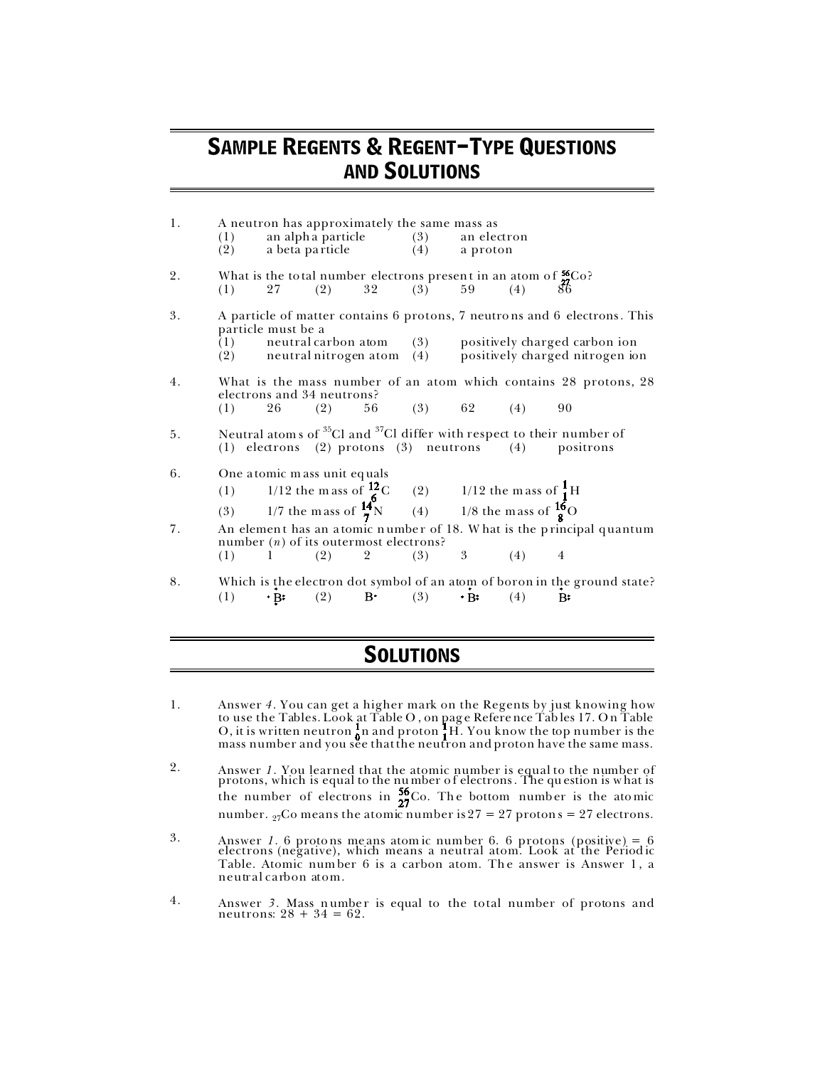# SAMPLE REGENTS & REGENT–TYPE QUESTIONS AND SOLUTIONS

1. A neutron has approximately the same mass as
   (1) an alpha particle  (3) an electron
   (2) a beta particle  (4) a proton

2. What is the total number electrons present in an atom of $^{56}_{27}Co$?
   (1) 27  (2) 32  (3) 59  (4) 86

3. A particle of matter contains 6 protons, 7 neutrons and 6 electrons. This particle must be a
   (1) neutral carbon atom  (3) positively charged carbon ion
   (2) neutral nitrogen atom  (4) positively charged nitrogen ion

4. What is the mass number of an atom which contains 28 protons, 28 electrons and 34 neutrons?
   (1) 26  (2) 56  (3) 62  (4) 90

5. Neutral atoms of $^{35}Cl$ and $^{37}Cl$ differ with respect to their number of
   (1) electrons  (2) protons  (3) neutrons  (4) positrons

6. One atomic mass unit equals
   (1) 1/12 the mass of $^{12}_{6}C$  (2) 1/12 the mass of $^{1}_{1}H$
   (3) 1/7 the mass of $^{14}_{7}N$  (4) 1/8 the mass of $^{16}_{8}O$

7. An element has an atomic number of 18. What is the principal quantum number ($n$) of its outermost electrons?
   (1) 1  (2) 2  (3) 3  (4) 4

8. Which is the electron dot symbol of an atom of boron in the ground state?
   (1) ·Ḃ:  (2) B·  (3) ·B:  (4) Ḃ:

# SOLUTIONS

1. Answer *4*. You can get a higher mark on the Regents by just knowing how to use the Tables. Look at Table O, on page Reference Tables 17. On Table O, it is written neutron $^{1}_{0}n$ and proton $^{1}_{1}H$. You know the top number is the mass number and you see that the neutron and proton have the same mass.

2. Answer *1*. You learned that the atomic number is equal to the number of protons, which is equal to the number of electrons. The question is what is the number of electrons in $^{56}_{27}Co$. The bottom number is the atomic number. $_{27}Co$ means the atomic number is 27 = 27 protons = 27 electrons.

3. Answer *1*. 6 protons means atomic number 6. 6 protons (positive) = 6 electrons (negative), which means a neutral atom. Look at the Periodic Table. Atomic number 6 is a carbon atom. The answer is Answer 1, a neutral carbon atom.

4. Answer *3*. Mass number is equal to the total number of protons and neutrons: 28 + 34 = 62.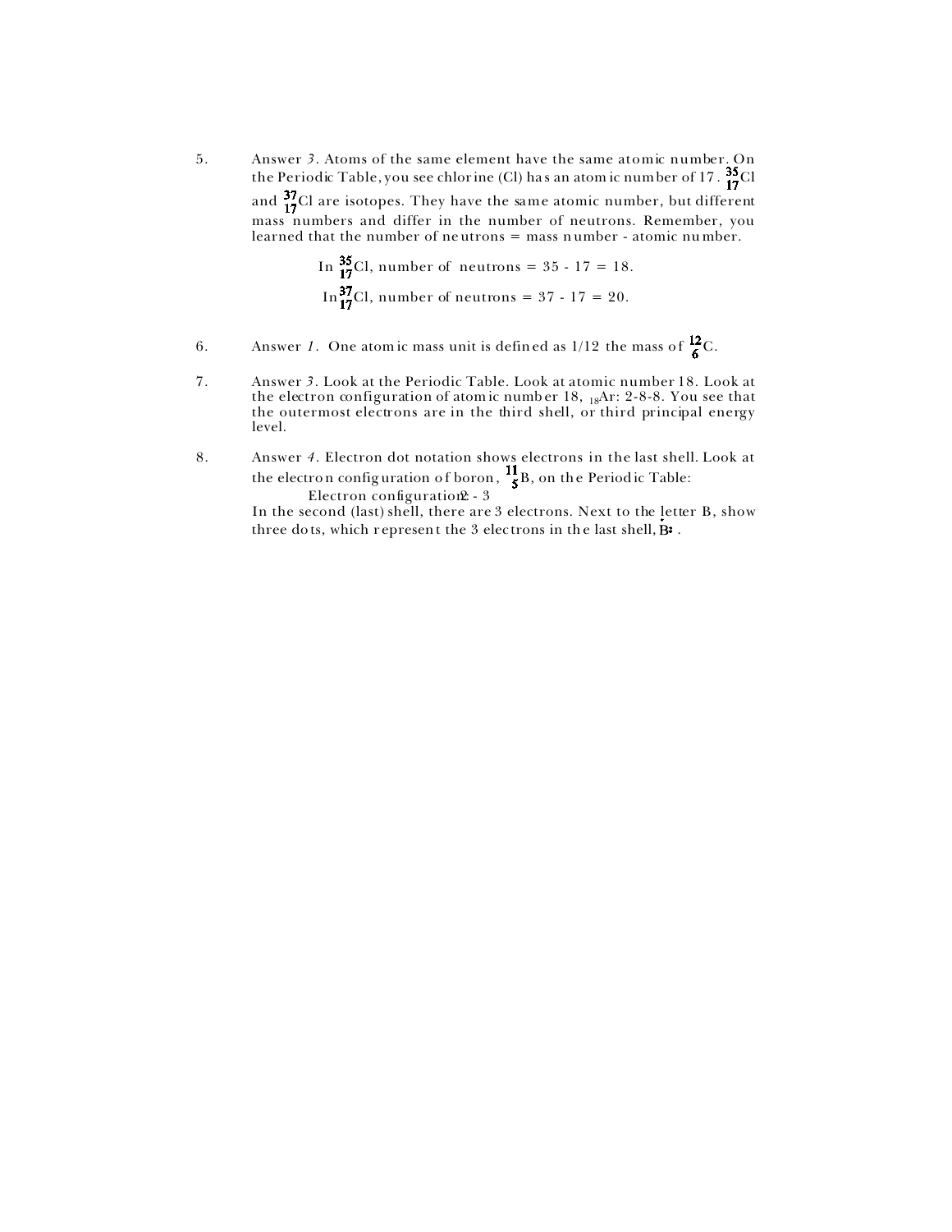5. Answer *3*. Atoms of the same element have the same atomic number. On the Periodic Table, you see chlorine (Cl) has an atomic number of 17. $^{35}_{17}$Cl and $^{37}_{17}$Cl are isotopes. They have the same atomic number, but different mass numbers and differ in the number of neutrons. Remember, you learned that the number of neutrons = mass number - atomic number.

   In $^{35}_{17}$Cl, number of neutrons = 35 - 17 = 18.

   In $^{37}_{17}$Cl, number of neutrons = 37 - 17 = 20.

6. Answer *1*. One atomic mass unit is defined as 1/12 the mass of $^{12}_{6}$C.

7. Answer *3*. Look at the Periodic Table. Look at atomic number 18. Look at the electron configuration of atomic number 18, $_{18}$Ar: 2-8-8. You see that the outermost electrons are in the third shell, or third principal energy level.

8. Answer *4*. Electron dot notation shows electrons in the last shell. Look at the electron configuration of boron, $^{11}_{5}$B, on the Periodic Table:

   Electron configuration: 2 - 3

   In the second (last) shell, there are 3 electrons. Next to the letter B, show three dots, which represent the 3 electrons in the last shell, $\dot{\text{B}}$: .